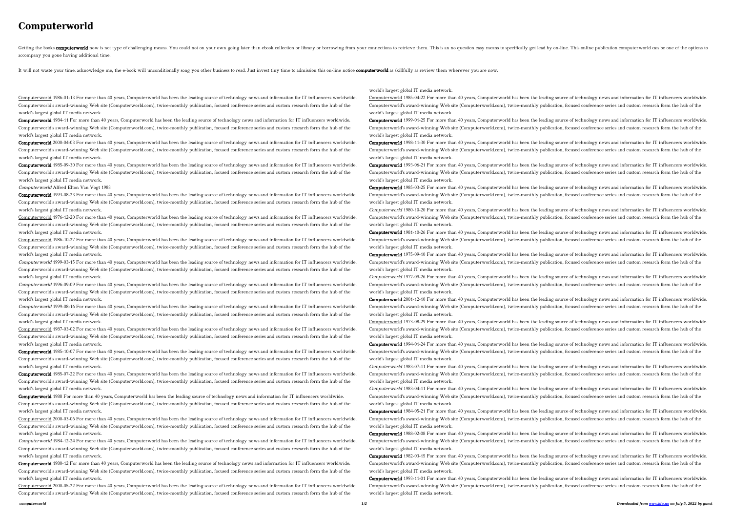# Computerworld

Getting the books **computerworld** now is not type of challenging means. You could not on your own going later than ebook collection or library or borrowing from your connections to retrieve them. This is an no question easy means to specifically get lead by on-line. This online publication computerworld can be one of the options to accompany you gone having additional time.

It will not waste your time. acknowledge me, the e-book will unconditionally song you other business to read. Just invest tiny time to admission this on-line notice **computerworld** as skillfully as review them wherever you are now.

Computerworld 1986-01-13 For more than 40 years, Computerworld has been the leading source of technology news and information for IT influencers worldwide. Computerworld's award-winning Web site (Computerworld.com), twice-monthly publication, focused conference series and custom research form the hub of the world's largest global IT media network.

**Computerworld** 1984-11 For more than 40 years, Computerworld has been the leading source of technology news and information for IT influencers worldwide. Computerworld's award-winning Web site (Computerworld.com), twice-monthly publication, focused conference series and custom research form the hub of the world's largest global IT media network.

**Computerworld** 2000-04-03 For more than 40 years, Computerworld has been the leading source of technology news and information for IT influencers worldwide. Computerworld's award-winning Web site (Computerworld.com), twice-monthly publication, focused conference series and custom research form the hub of the world's largest global IT media network.

**Computerworld** 1985-09-30 For more than 40 years, Computerworld has been the leading source of technology news and information for IT influencers worldwide. Computerworld's award-winning Web site (Computerworld.com), twice-monthly publication, focused conference series and custom research form the hub of the world's largest global IT media network.

*Computerworld* Alfred Elton Van Vogt 1983

**Computerworld** 1993-08-23 For more than 40 years, Computerworld has been the leading source of technology news and information for IT influencers worldwide. Computerworld's award-winning Web site (Computerworld.com), twice-monthly publication, focused conference series and custom research form the hub of the world's largest global IT media network.

Computerworld 1976-12-20 For more than 40 years, Computerworld has been the leading source of technology news and information for IT influencers worldwide. Computerworld's award-winning Web site (Computerworld.com), twice-monthly publication, focused conference series and custom research form the hub of the world's largest global IT media network.

Computerworld 1986-10-27 For more than 40 years, Computerworld has been the leading source of technology news and information for IT influencers worldwide. Computerworld's award-winning Web site (Computerworld.com), twice-monthly publication, focused conference series and custom research form the hub of the world's largest global IT media network.

*Computerworld* 1999-03-15 For more than 40 years, Computerworld has been the leading source of technology news and information for IT influencers worldwide. Computerworld's award-winning Web site (Computerworld.com), twice-monthly publication, focused conference series and custom research form the hub of the world's largest global IT media network.

*Computerworld* 1996-09-09 For more than 40 years, Computerworld has been the leading source of technology news and information for IT influencers worldwide. Computerworld's award-winning Web site (Computerworld.com), twice-monthly publication, focused conference series and custom research form the hub of the world's largest global IT media network.

*Computerworld* 1999-08-16 For more than 40 years, Computerworld has been the leading source of technology news and information for IT influencers worldwide. Computerworld's award-winning Web site (Computerworld.com), twice-monthly publication, focused conference series and custom research form the hub of the world's largest global IT media network.

Computerworld 1987-03-02 For more than 40 years, Computerworld has been the leading source of technology news and information for IT influencers worldwide. Computerworld's award-winning Web site (Computerworld.com), twice-monthly publication, focused conference series and custom research form the hub of the world's largest global IT media network.

**Computerworld** 1985-10-07 For more than 40 years, Computerworld has been the leading source of technology news and information for IT influencers worldwide. Computerworld's award-winning Web site (Computerworld.com), twice-monthly publication, focused conference series and custom research form the hub of the world's largest global IT media network.

**Computerworld** 1985-07-22 For more than 40 years, Computerworld has been the leading source of technology news and information for IT influencers worldwide. Computerworld's award-winning Web site (Computerworld.com), twice-monthly publication, focused conference series and custom research form the hub of the world's largest global IT media network.

**Computerworld** 1988 For more than 40 years, Computerworld has been the leading source of technology news and information for IT influencers worldwide. Computerworld's award-winning Web site (Computerworld.com), twice-monthly publication, focused conference series and custom research form the hub of the world's largest global IT media network.

Computerworld 2000-03-06 For more than 40 years, Computerworld has been the leading source of technology news and information for IT influencers worldwide. Computerworld's award-winning Web site (Computerworld.com), twice-monthly publication, focused conference series and custom research form the hub of the world's largest global IT media network.

*Computerworld* 1984-12-24 For more than 40 years, Computerworld has been the leading source of technology news and information for IT influencers worldwide. Computerworld's award-winning Web site (Computerworld.com), twice-monthly publication, focused conference series and custom research form the hub of the world's largest global IT media network.

**Computerworld** 1980-12 For more than 40 years, Computerworld has been the leading source of technology news and information for IT influencers worldwide. Computerworld's award-winning Web site (Computerworld.com), twice-monthly publication, focused conference series and custom research form the hub of the world's largest global IT media network.

Computerworld 2000-05-22 For more than 40 years, Computerworld has been the leading source of technology news and information for IT influencers worldwide. Computerworld's award-winning Web site (Computerworld.com), twice-monthly publication, focused conference series and custom research form the hub of the world's largest global IT media network.

Computerworld 1985-04-22 For more than 40 years, Computerworld has been the leading source of technology news and information for IT influencers worldwide. Computerworld's award-winning Web site (Computerworld.com), twice-monthly publication, focused conference series and custom research form the hub of the world's largest global IT media network.

**Computerworld** 1999-01-25 For more than 40 years, Computerworld has been the leading source of technology news and information for IT influencers worldwide. Computerworld's award-winning Web site (Computerworld.com), twice-monthly publication, focused conference series and custom research form the hub of the world's largest global IT media network.

**Computerworld** 1998-11-30 For more than 40 years, Computerworld has been the leading source of technology news and information for IT influencers worldwide. Computerworld's award-winning Web site (Computerworld.com), twice-monthly publication, focused conference series and custom research form the hub of the world's largest global IT media network.

**Computerworld** 1993-06-21 For more than 40 years, Computerworld has been the leading source of technology news and information for IT influencers worldwide. Computerworld's award-winning Web site (Computerworld.com), twice-monthly publication, focused conference series and custom research form the hub of the world's largest global IT media network.

**Computerworld** 1985-03-25 For more than 40 years, Computerworld has been the leading source of technology news and information for IT influencers worldwide. Computerworld's award-winning Web site (Computerworld.com), twice-monthly publication, focused conference series and custom research form the hub of the world's largest global IT media network.

*Computerworld* 1980-10-20 For more than 40 years, Computerworld has been the leading source of technology news and information for IT influencers worldwide. Computerworld's award-winning Web site (Computerworld.com), twice-monthly publication, focused conference series and custom research form the hub of the world's largest global IT media network.

**Computerworld** 1981-10-26 For more than 40 years, Computerworld has been the leading source of technology news and information for IT influencers worldwide. Computerworld's award-winning Web site (Computerworld.com), twice-monthly publication, focused conference series and custom research form the hub of the world's largest global IT media network.

**Computerworld** 1975-09-10 For more than 40 years, Computerworld has been the leading source of technology news and information for IT influencers worldwide. Computerworld's award-winning Web site (Computerworld.com), twice-monthly publication, focused conference series and custom research form the hub of the world's largest global IT media network.

*Computerworld* 1977-09-26 For more than 40 years, Computerworld has been the leading source of technology news and information for IT influencers worldwide. Computerworld's award-winning Web site (Computerworld.com), twice-monthly publication, focused conference series and custom research form the hub of the world's largest global IT media network.

**Computerworld** 2001-12-10 For more than 40 years, Computerworld has been the leading source of technology news and information for IT influencers worldwide. Computerworld's award-winning Web site (Computerworld.com), twice-monthly publication, focused conference series and custom research form the hub of the world's largest global IT media network.

Computerworld 1973-08-29 For more than 40 years, Computerworld has been the leading source of technology news and information for IT influencers worldwide. Computerworld's award-winning Web site (Computerworld.com), twice-monthly publication, focused conference series and custom research form the hub of the world's largest global IT media network.

**Computerworld** 1994-01-24 For more than 40 years, Computerworld has been the leading source of technology news and information for IT influencers worldwide. Computerworld's award-winning Web site (Computerworld.com), twice-monthly publication, focused conference series and custom research form the hub of the world's largest global IT media network.

*Computerworld* 1983-07-11 For more than 40 years, Computerworld has been the leading source of technology news and information for IT influencers worldwide. Computerworld's award-winning Web site (Computerworld.com), twice-monthly publication, focused conference series and custom research form the hub of the world's largest global IT media network.

*Computerworld* 1983-04-11 For more than 40 years, Computerworld has been the leading source of technology news and information for IT influencers worldwide. Computerworld's award-winning Web site (Computerworld.com), twice-monthly publication, focused conference series and custom research form the hub of the world's largest global IT media network.

**Computerworld** 1984-05-21 For more than 40 years, Computerworld has been the leading source of technology news and information for IT influencers worldwide. Computerworld's award-winning Web site (Computerworld.com), twice-monthly publication, focused conference series and custom research form the hub of the world's largest global IT media network.

**Computerworld** 1988-02-08 For more than 40 years, Computerworld has been the leading source of technology news and information for IT influencers worldwide. Computerworld's award-winning Web site (Computerworld.com), twice-monthly publication, focused conference series and custom research form the hub of the world's largest global IT media network.

**Computerworld** 1982-03-15 For more than 40 years, Computerworld has been the leading source of technology news and information for IT influencers worldwide. Computerworld's award-winning Web site (Computerworld.com), twice-monthly publication, focused conference series and custom research form the hub of the world's largest global IT media network.

**Computerworld** 1993-11-01 For more than 40 years, Computerworld has been the leading source of technology news and information for IT influencers worldwide. Computerworld's award-winning Web site (Computerworld.com), twice-monthly publication, focused conference series and custom research form the hub of the world's largest global IT media network.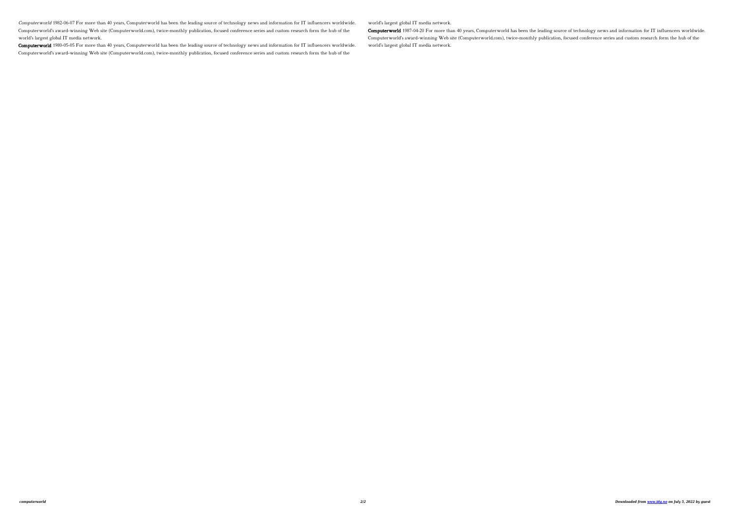*Computerworld* 1982-06-07 For more than 40 years, Computerworld has been the leading source of technology news and information for IT influencers worldwide. Computerworld's award-winning Web site (Computerworld.com), twice-monthly publication, focused conference series and custom research form the hub of the world's largest global IT media network.

**Computerworld** 1980-05-05 For more than 40 years, Computerworld has been the leading source of technology news and information for IT influencers worldwide. Computerworld's award-winning Web site (Computerworld.com), twice-monthly publication, focused conference series and custom research form the hub of the world's largest global IT media network.

**Computerworld** 1987-04-20 For more than 40 years, Computerworld has been the leading source of technology news and information for IT influencers worldwide. Computerworld's award-winning Web site (Computerworld.com), twice-monthly publication, focused conference series and custom research form the hub of the world's largest global IT media network.